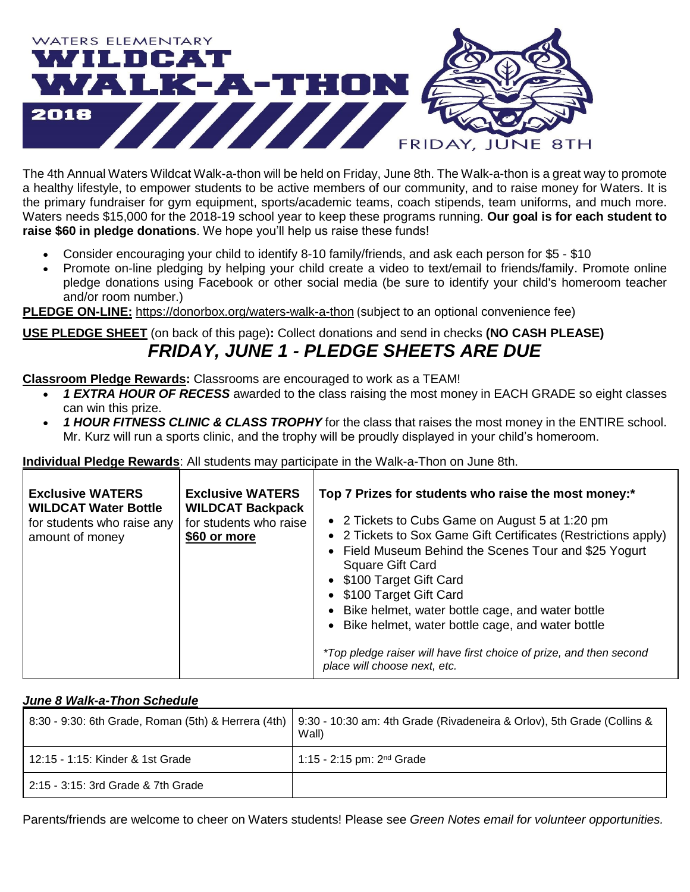# WATERS ELEMENTARY WILDCAT WALK-A-THON 2018

FRIDAY, JUNE 8TH

The 4th Annual Waters Wildcat Walk-a-thon will be held on Friday, June 8th. The Walk-a-thon is a great way to promote a healthy lifestyle, to empower students to be active members of our community, and to raise money for Waters. It is the primary fundraiser for gym equipment, sports/academic teams, coach stipends, team uniforms, and much more. Waters needs $15,000 for the 2018-19 school year to keep these programs running. **Our goal is for each student to raise $60 in pledge donations**. We hope you'll help us raise these funds!

- Consider encouraging your child to identify 8-10 family/friends, and ask each person for $5 - $10
- Promote on-line pledging by helping your child create a video to text/email to friends/family. Promote online pledge donations using Facebook or other social media (be sure to identify your child's homeroom teacher and/or room number.)

**PLEDGE ON-LINE:** https://donorbox.org/waters-walk-a-thon (subject to an optional convenience fee)

**USE PLEDGE SHEET** (on back of this page)**:** Collect donations and send in checks **(NO CASH PLEASE)**

## *FRIDAY, JUNE 1 - PLEDGE SHEETS ARE DUE*

**Classroom Pledge Rewards:** Classrooms are encouraged to work as a TEAM!

- ***1 EXTRA HOUR OF RECESS*** awarded to the class raising the most money in EACH GRADE so eight classes can win this prize.
- ***1 HOUR FITNESS CLINIC & CLASS TROPHY*** for the class that raises the most money in the ENTIRE school. Mr. Kurz will run a sports clinic, and the trophy will be proudly displayed in your child's homeroom.

**Individual Pledge Rewards**: All students may participate in the Walk-a-Thon on June 8th.

| **Exclusive WATERS WILDCAT Water Bottle** for students who raise any amount of money | **Exclusive WATERS WILDCAT Backpack** for students who raise **$60 or more** | **Top 7 Prizes for students who raise the most money:*** <br>• 2 Tickets to Cubs Game on August 5 at 1:20 pm <br>• 2 Tickets to Sox Game Gift Certificates (Restrictions apply) <br>• Field Museum Behind the Scenes Tour and $25 Yogurt Square Gift Card <br>• $100 Target Gift Card <br>• $100 Target Gift Card <br>• Bike helmet, water bottle cage, and water bottle <br>• Bike helmet, water bottle cage, and water bottle <br><br>**Top pledge raiser will have first choice of prize, and then second place will choose next, etc.* |
|---|---|---|

### *June 8 Walk-a-Thon Schedule*

| 8:30 - 9:30: 6th Grade, Roman (5th) & Herrera (4th) | 9:30 - 10:30 am: 4th Grade (Rivadeneira & Orlov), 5th Grade (Collins & Wall) |
|---|---|
| 12:15 - 1:15: Kinder & 1st Grade | 1:15 - 2:15 pm: 2nd Grade |
| 2:15 - 3:15: 3rd Grade & 7th Grade | |

Parents/friends are welcome to cheer on Waters students! Please see *Green Notes email for volunteer opportunities.*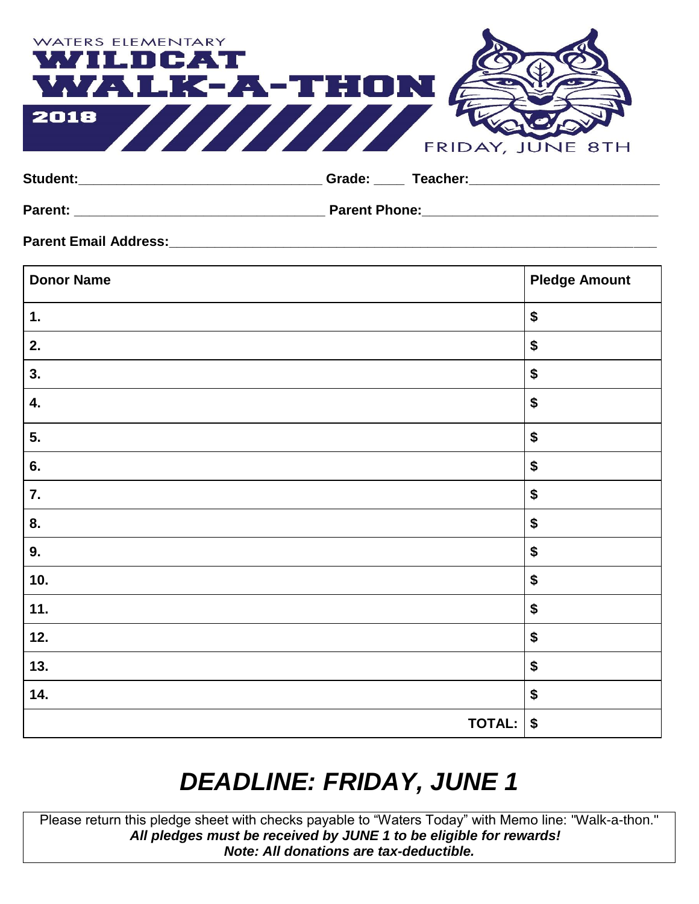WATERS ELEMENTARY

# WILDCAT WALK-A-THON

2018

FRIDAY, JUNE 8TH

**Student:**\_\_\_\_\_\_\_\_\_\_\_\_\_\_\_\_\_\_\_\_\_\_\_\_\_\_\_\_\_\_\_\_ **Grade:** \_\_\_\_ **Teacher:**\_\_\_\_\_\_\_\_\_\_\_\_\_\_\_\_\_\_\_\_\_\_\_\_\_\_

**Parent:** \_\_\_\_\_\_\_\_\_\_\_\_\_\_\_\_\_\_\_\_\_\_\_\_\_\_\_\_\_\_\_\_ **Parent Phone:**\_\_\_\_\_\_\_\_\_\_\_\_\_\_\_\_\_\_\_\_\_\_\_\_\_\_\_\_\_\_

**Parent Email Address:**\_\_\_\_\_\_\_\_\_\_\_\_\_\_\_\_\_\_\_\_\_\_\_\_\_\_\_\_\_\_\_\_\_\_\_\_\_\_\_\_\_\_\_\_\_\_\_\_\_\_\_\_\_\_\_\_\_\_

| Donor Name | Pledge Amount |
|---|---|
| 1. | $ |
| 2. | $ |
| 3. | $ |
| 4. | $ |
| 5. | $ |
| 6. | $ |
| 7. | $ |
| 8. | $ |
| 9. | $ |
| 10. | $ |
| 11. | $ |
| 12. | $ |
| 13. | $ |
| 14. | $ |
| **TOTAL:** | $ |

## *DEADLINE: FRIDAY, JUNE 1*

Please return this pledge sheet with checks payable to "Waters Today" with Memo line: "Walk-a-thon."
***All pledges must be received by JUNE 1 to be eligible for rewards!***
***Note: All donations are tax-deductible.***